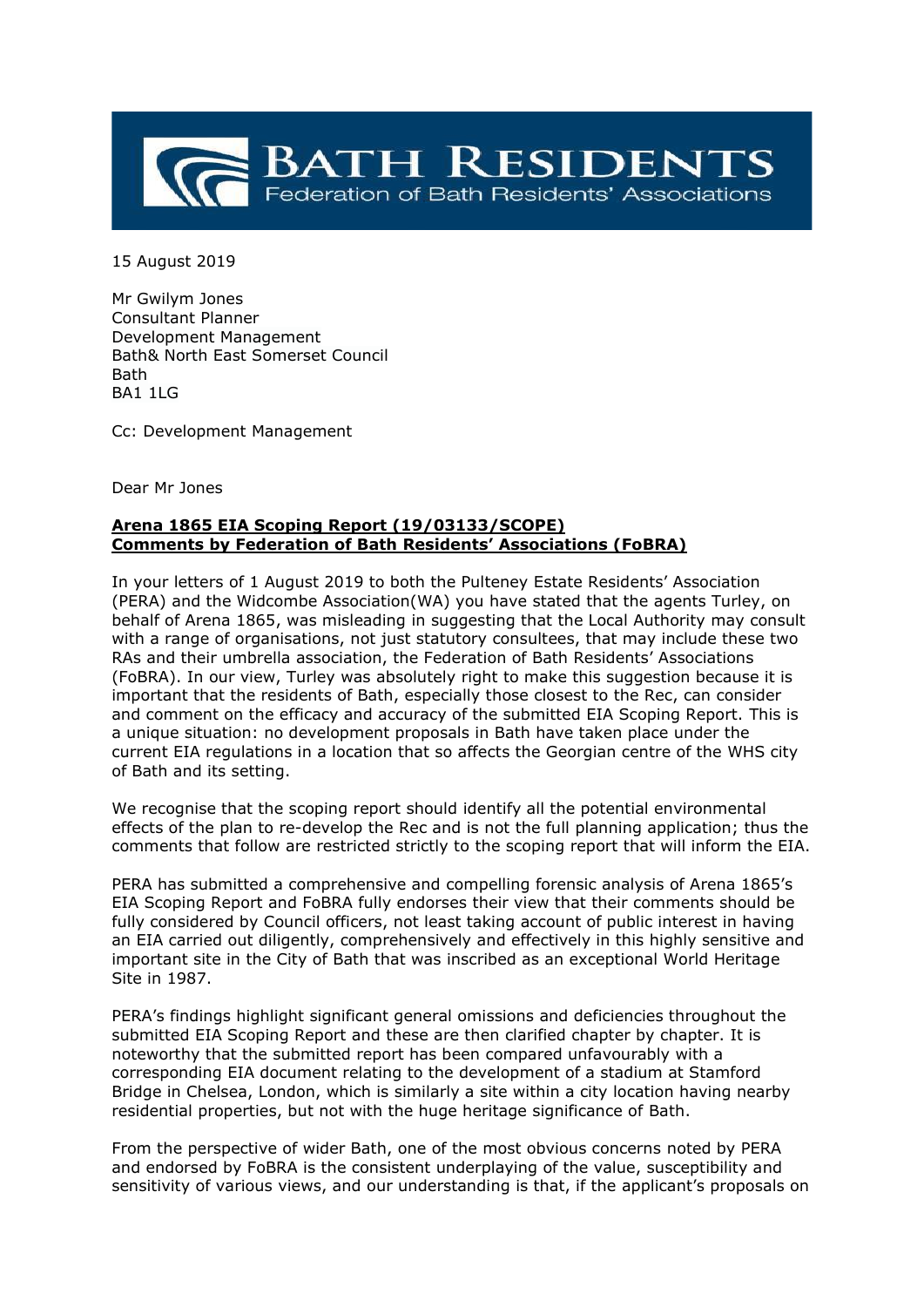**BATH RESIDENTS**
Federation of Bath Residents' Associations

15 August 2019

Mr Gwilym Jones
Consultant Planner
Development Management
Bath& North East Somerset Council
Bath
BA1 1LG

Cc: Development Management

Dear Mr Jones

**Arena 1865 EIA Scoping Report (19/03133/SCOPE)**
**Comments by Federation of Bath Residents' Associations (FoBRA)**

In your letters of 1 August 2019 to both the Pulteney Estate Residents' Association (PERA) and the Widcombe Association(WA) you have stated that the agents Turley, on behalf of Arena 1865, was misleading in suggesting that the Local Authority may consult with a range of organisations, not just statutory consultees, that may include these two RAs and their umbrella association, the Federation of Bath Residents' Associations (FoBRA). In our view, Turley was absolutely right to make this suggestion because it is important that the residents of Bath, especially those closest to the Rec, can consider and comment on the efficacy and accuracy of the submitted EIA Scoping Report. This is a unique situation: no development proposals in Bath have taken place under the current EIA regulations in a location that so affects the Georgian centre of the WHS city of Bath and its setting.

We recognise that the scoping report should identify all the potential environmental effects of the plan to re-develop the Rec and is not the full planning application; thus the comments that follow are restricted strictly to the scoping report that will inform the EIA.

PERA has submitted a comprehensive and compelling forensic analysis of Arena 1865's EIA Scoping Report and FoBRA fully endorses their view that their comments should be fully considered by Council officers, not least taking account of public interest in having an EIA carried out diligently, comprehensively and effectively in this highly sensitive and important site in the City of Bath that was inscribed as an exceptional World Heritage Site in 1987.

PERA's findings highlight significant general omissions and deficiencies throughout the submitted EIA Scoping Report and these are then clarified chapter by chapter. It is noteworthy that the submitted report has been compared unfavourably with a corresponding EIA document relating to the development of a stadium at Stamford Bridge in Chelsea, London, which is similarly a site within a city location having nearby residential properties, but not with the huge heritage significance of Bath.

From the perspective of wider Bath, one of the most obvious concerns noted by PERA and endorsed by FoBRA is the consistent underplaying of the value, susceptibility and sensitivity of various views, and our understanding is that, if the applicant's proposals on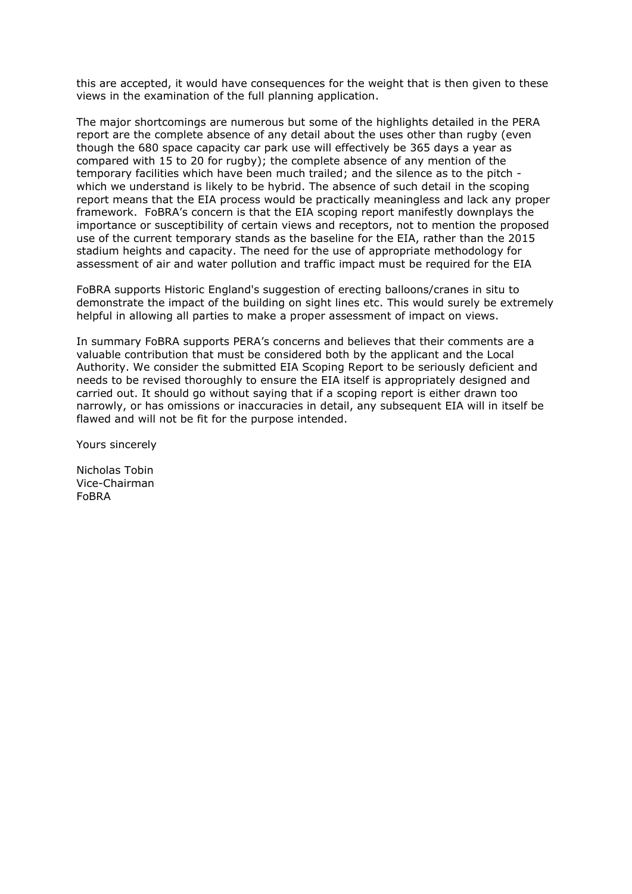this are accepted, it would have consequences for the weight that is then given to these views in the examination of the full planning application.

The major shortcomings are numerous but some of the highlights detailed in the PERA report are the complete absence of any detail about the uses other than rugby (even though the 680 space capacity car park use will effectively be 365 days a year as compared with 15 to 20 for rugby); the complete absence of any mention of the temporary facilities which have been much trailed; and the silence as to the pitch - which we understand is likely to be hybrid. The absence of such detail in the scoping report means that the EIA process would be practically meaningless and lack any proper framework. FoBRA's concern is that the EIA scoping report manifestly downplays the importance or susceptibility of certain views and receptors, not to mention the proposed use of the current temporary stands as the baseline for the EIA, rather than the 2015 stadium heights and capacity. The need for the use of appropriate methodology for assessment of air and water pollution and traffic impact must be required for the EIA

FoBRA supports Historic England's suggestion of erecting balloons/cranes in situ to demonstrate the impact of the building on sight lines etc. This would surely be extremely helpful in allowing all parties to make a proper assessment of impact on views.

In summary FoBRA supports PERA's concerns and believes that their comments are a valuable contribution that must be considered both by the applicant and the Local Authority. We consider the submitted EIA Scoping Report to be seriously deficient and needs to be revised thoroughly to ensure the EIA itself is appropriately designed and carried out. It should go without saying that if a scoping report is either drawn too narrowly, or has omissions or inaccuracies in detail, any subsequent EIA will in itself be flawed and will not be fit for the purpose intended.

Yours sincerely

Nicholas Tobin
Vice-Chairman
FoBRA